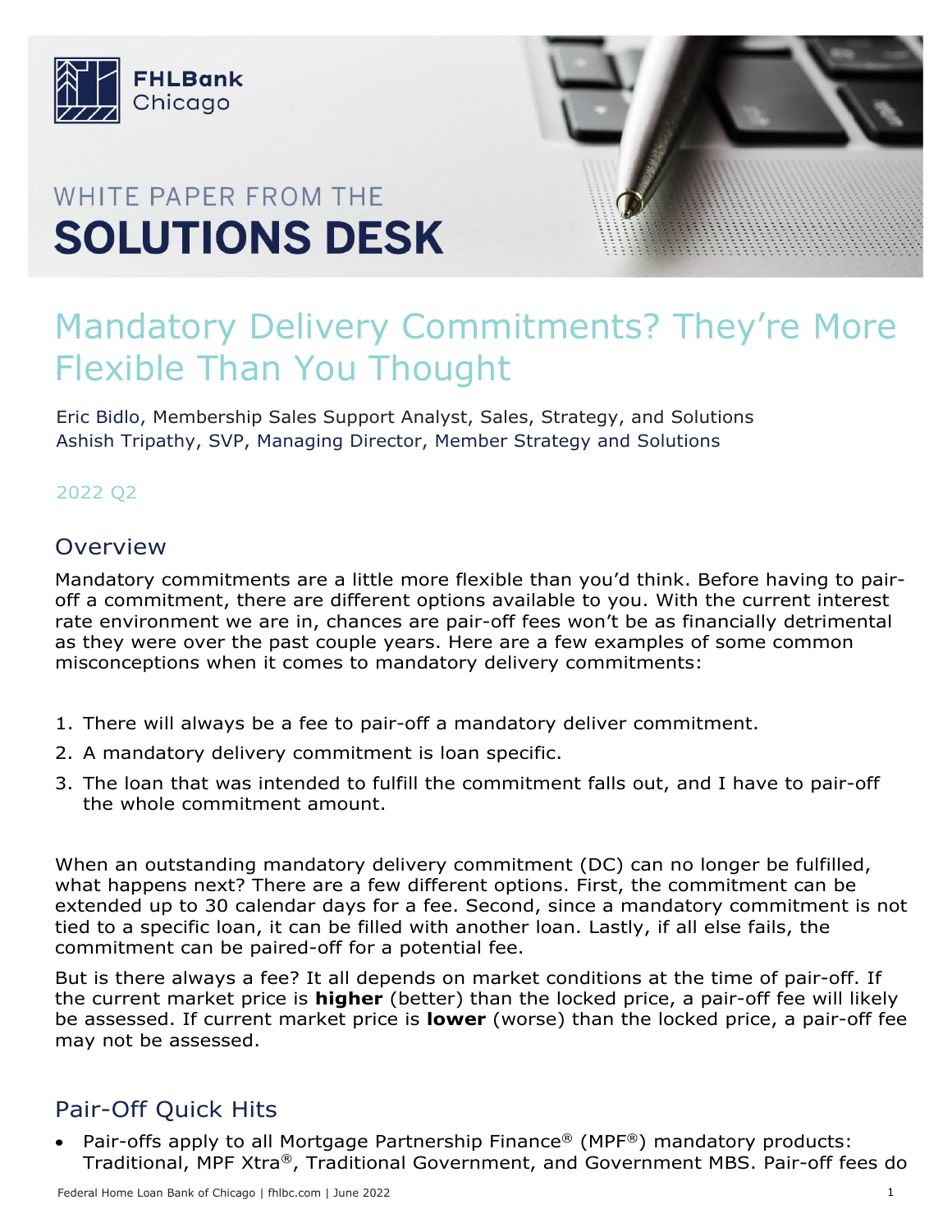FHLBank Chicago

WHITE PAPER FROM THE

# SOLUTIONS DESK

# Mandatory Delivery Commitments? They're More Flexible Than You Thought

Eric Bidlo, Membership Sales Support Analyst, Sales, Strategy, and Solutions
Ashish Tripathy, SVP, Managing Director, Member Strategy and Solutions

2022 Q2

## Overview

Mandatory commitments are a little more flexible than you'd think. Before having to pair-off a commitment, there are different options available to you. With the current interest rate environment we are in, chances are pair-off fees won't be as financially detrimental as they were over the past couple years. Here are a few examples of some common misconceptions when it comes to mandatory delivery commitments:

1. There will always be a fee to pair-off a mandatory deliver commitment.
2. A mandatory delivery commitment is loan specific.
3. The loan that was intended to fulfill the commitment falls out, and I have to pair-off the whole commitment amount.

When an outstanding mandatory delivery commitment (DC) can no longer be fulfilled, what happens next? There are a few different options. First, the commitment can be extended up to 30 calendar days for a fee. Second, since a mandatory commitment is not tied to a specific loan, it can be filled with another loan. Lastly, if all else fails, the commitment can be paired-off for a potential fee.

But is there always a fee? It all depends on market conditions at the time of pair-off. If the current market price is **higher** (better) than the locked price, a pair-off fee will likely be assessed. If current market price is **lower** (worse) than the locked price, a pair-off fee may not be assessed.

## Pair-Off Quick Hits

- Pair-offs apply to all Mortgage Partnership Finance® (MPF®) mandatory products: Traditional, MPF Xtra®, Traditional Government, and Government MBS. Pair-off fees do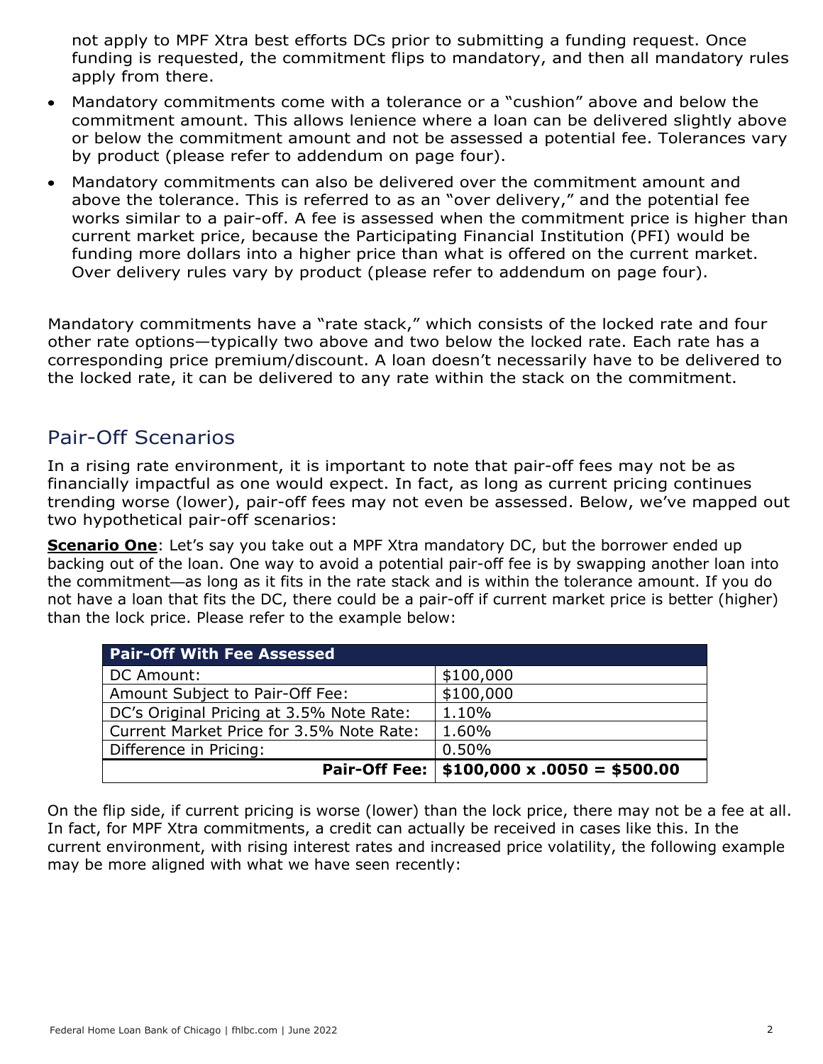not apply to MPF Xtra best efforts DCs prior to submitting a funding request. Once funding is requested, the commitment flips to mandatory, and then all mandatory rules apply from there.

- Mandatory commitments come with a tolerance or a "cushion" above and below the commitment amount. This allows lenience where a loan can be delivered slightly above or below the commitment amount and not be assessed a potential fee. Tolerances vary by product (please refer to addendum on page four).
- Mandatory commitments can also be delivered over the commitment amount and above the tolerance. This is referred to as an "over delivery," and the potential fee works similar to a pair-off. A fee is assessed when the commitment price is higher than current market price, because the Participating Financial Institution (PFI) would be funding more dollars into a higher price than what is offered on the current market. Over delivery rules vary by product (please refer to addendum on page four).

Mandatory commitments have a "rate stack," which consists of the locked rate and four other rate options—typically two above and two below the locked rate. Each rate has a corresponding price premium/discount. A loan doesn't necessarily have to be delivered to the locked rate, it can be delivered to any rate within the stack on the commitment.

## Pair-Off Scenarios

In a rising rate environment, it is important to note that pair-off fees may not be as financially impactful as one would expect. In fact, as long as current pricing continues trending worse (lower), pair-off fees may not even be assessed. Below, we've mapped out two hypothetical pair-off scenarios:

**Scenario One**: Let's say you take out a MPF Xtra mandatory DC, but the borrower ended up backing out of the loan. One way to avoid a potential pair-off fee is by swapping another loan into the commitment—as long as it fits in the rate stack and is within the tolerance amount. If you do not have a loan that fits the DC, there could be a pair-off if current market price is better (higher) than the lock price. Please refer to the example below:

| **Pair-Off With Fee Assessed** | |
|---|---|
| DC Amount: | $100,000 |
| Amount Subject to Pair-Off Fee: | $100,000 |
| DC's Original Pricing at 3.5% Note Rate: | 1.10% |
| Current Market Price for 3.5% Note Rate: | 1.60% |
| Difference in Pricing: | 0.50% |
| **Pair-Off Fee:** | **$100,000 x .0050 = $500.00** |

On the flip side, if current pricing is worse (lower) than the lock price, there may not be a fee at all. In fact, for MPF Xtra commitments, a credit can actually be received in cases like this. In the current environment, with rising interest rates and increased price volatility, the following example may be more aligned with what we have seen recently: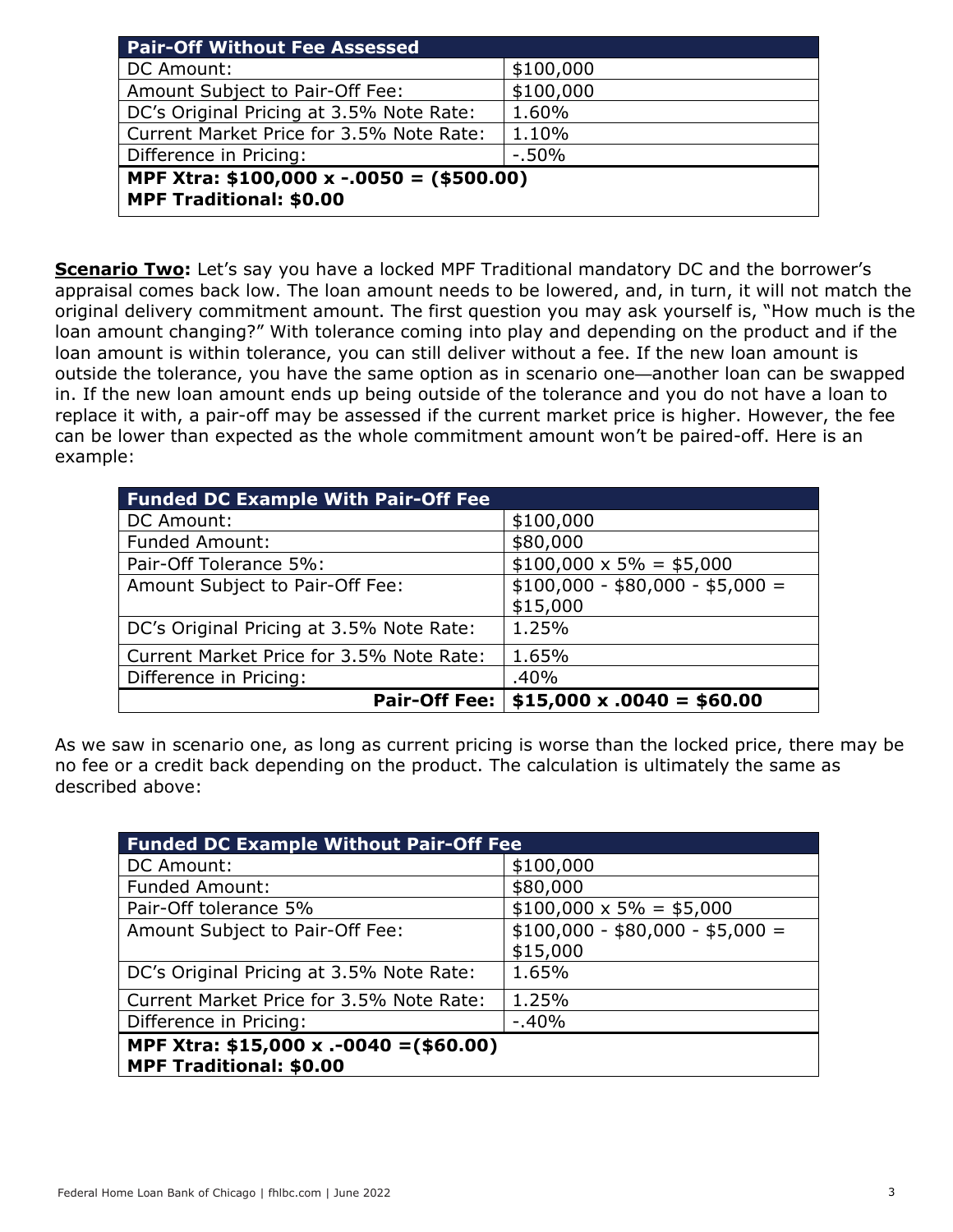| Pair-Off Without Fee Assessed | |
|---|---|
| DC Amount: | $100,000 |
| Amount Subject to Pair-Off Fee: | $100,000 |
| DC's Original Pricing at 3.5% Note Rate: | 1.60% |
| Current Market Price for 3.5% Note Rate: | 1.10% |
| Difference in Pricing: | -.50% |
| **MPF Xtra: $100,000 x -.0050 = ($500.00)**<br>**MPF Traditional: $0.00** | |

**Scenario Two:** Let's say you have a locked MPF Traditional mandatory DC and the borrower's appraisal comes back low. The loan amount needs to be lowered, and, in turn, it will not match the original delivery commitment amount. The first question you may ask yourself is, "How much is the loan amount changing?" With tolerance coming into play and depending on the product and if the loan amount is within tolerance, you can still deliver without a fee. If the new loan amount is outside the tolerance, you have the same option as in scenario one—another loan can be swapped in. If the new loan amount ends up being outside of the tolerance and you do not have a loan to replace it with, a pair-off may be assessed if the current market price is higher. However, the fee can be lower than expected as the whole commitment amount won't be paired-off. Here is an example:

| Funded DC Example With Pair-Off Fee | |
|---|---|
| DC Amount: | $100,000 |
| Funded Amount: | $80,000 |
| Pair-Off Tolerance 5%: | $100,000 x 5% = $5,000 |
| Amount Subject to Pair-Off Fee: | $100,000 - $80,000 - $5,000 = $15,000 |
| DC's Original Pricing at 3.5% Note Rate: | 1.25% |
| Current Market Price for 3.5% Note Rate: | 1.65% |
| Difference in Pricing: | .40% |
| **Pair-Off Fee:** | **$15,000 x .0040 = $60.00** |

As we saw in scenario one, as long as current pricing is worse than the locked price, there may be no fee or a credit back depending on the product. The calculation is ultimately the same as described above:

| Funded DC Example Without Pair-Off Fee | |
|---|---|
| DC Amount: | $100,000 |
| Funded Amount: | $80,000 |
| Pair-Off tolerance 5% | $100,000 x 5% = $5,000 |
| Amount Subject to Pair-Off Fee: | $100,000 - $80,000 - $5,000 = $15,000 |
| DC's Original Pricing at 3.5% Note Rate: | 1.65% |
| Current Market Price for 3.5% Note Rate: | 1.25% |
| Difference in Pricing: | -.40% |
| **MPF Xtra: $15,000 x .-0040 =($60.00)**<br>**MPF Traditional: $0.00** | |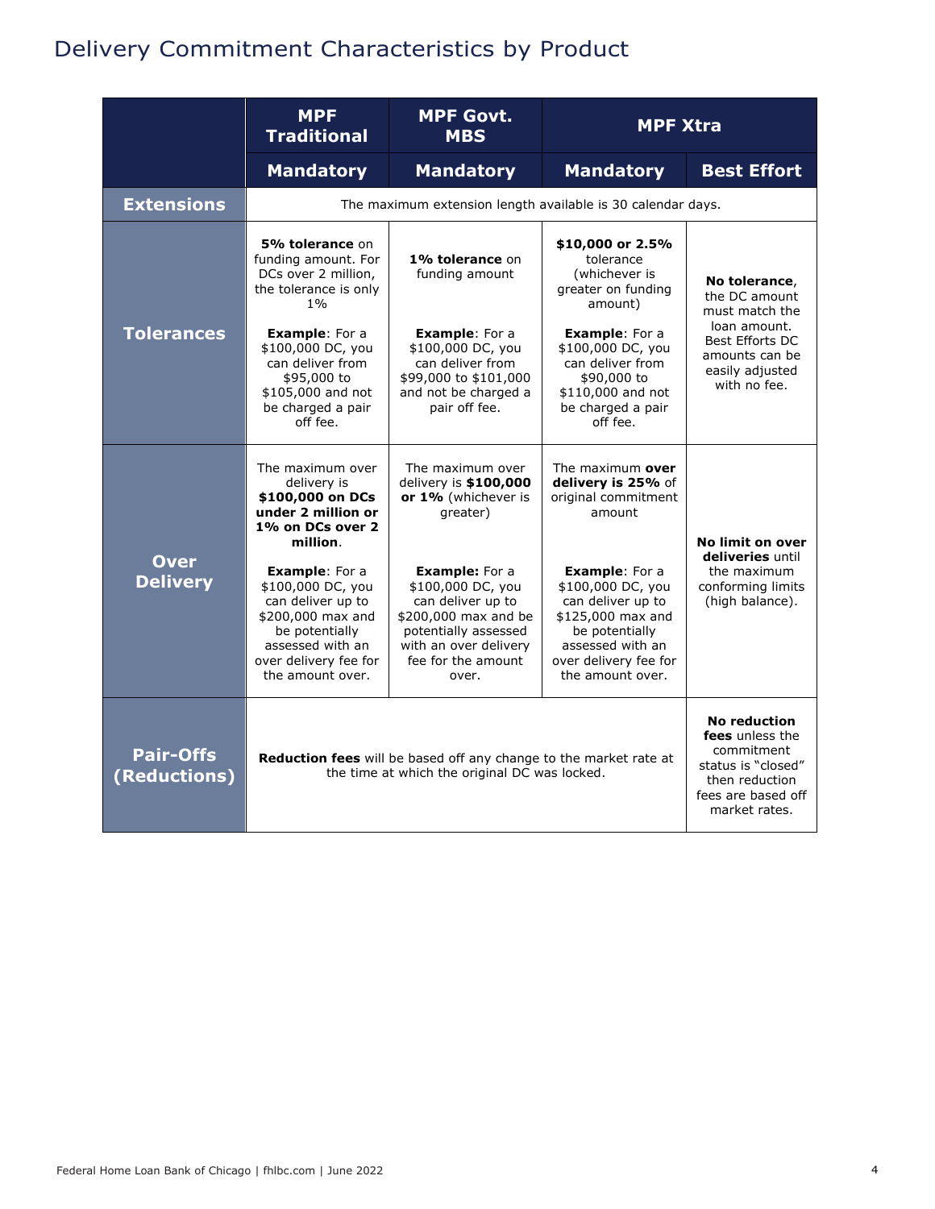# Delivery Commitment Characteristics by Product

| | MPF Traditional | MPF Govt. MBS | MPF Xtra | |
|---|---|---|---|---|
| | **Mandatory** | **Mandatory** | **Mandatory** | **Best Effort** |
| **Extensions** | The maximum extension length available is 30 calendar days. | | | |
| **Tolerances** | **5% tolerance** on funding amount. For DCs over 2 million, the tolerance is only 1%<br><br>**Example**: For a $100,000 DC, you can deliver from $95,000 to $105,000 and not be charged a pair off fee. | **1% tolerance** on funding amount<br><br>**Example**: For a $100,000 DC, you can deliver from $99,000 to $101,000 and not be charged a pair off fee. | **$10,000 or 2.5%** tolerance (whichever is greater on funding amount)<br><br>**Example**: For a $100,000 DC, you can deliver from $90,000 to $110,000 and not be charged a pair off fee. | **No tolerance**, the DC amount must match the loan amount. Best Efforts DC amounts can be easily adjusted with no fee. |
| **Over Delivery** | The maximum over delivery is **$100,000 on DCs under 2 million or 1% on DCs over 2 million**.<br><br>**Example**: For a $100,000 DC, you can deliver up to $200,000 max and be potentially assessed with an over delivery fee for the amount over. | The maximum over delivery is **$100,000 or 1%** (whichever is greater)<br><br>**Example:** For a $100,000 DC, you can deliver up to $200,000 max and be potentially assessed with an over delivery fee for the amount over. | The maximum **over delivery is 25%** of original commitment amount<br><br>**Example**: For a $100,000 DC, you can deliver up to $125,000 max and be potentially assessed with an over delivery fee for the amount over. | **No limit on over deliveries** until the maximum conforming limits (high balance). |
| **Pair-Offs (Reductions)** | **Reduction fees** will be based off any change to the market rate at the time at which the original DC was locked. | | | **No reduction fees** unless the commitment status is "closed" then reduction fees are based off market rates. |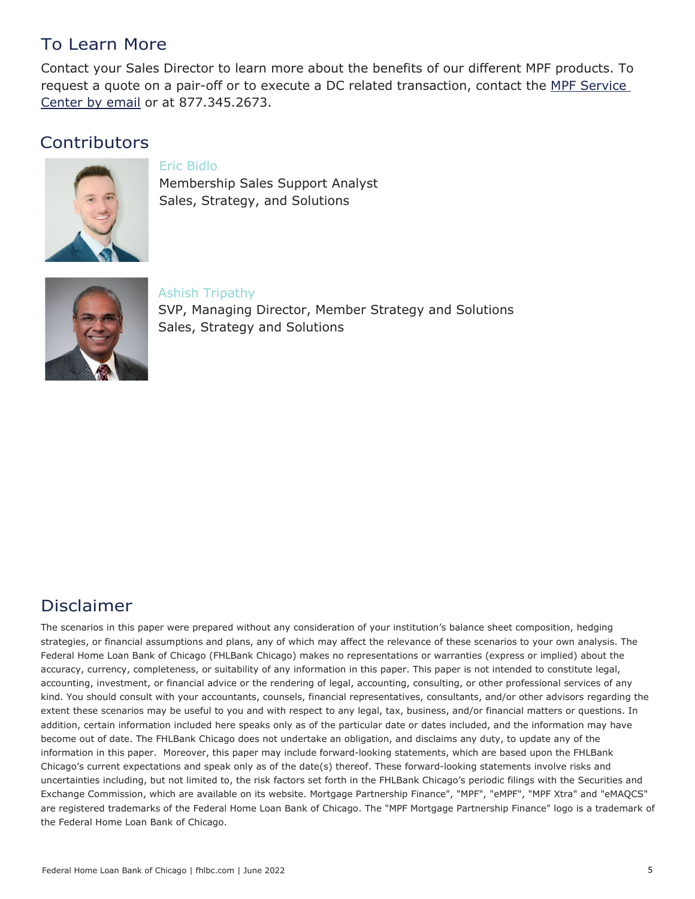## To Learn More

Contact your Sales Director to learn more about the benefits of our different MPF products. To request a quote on a pair-off or to execute a DC related transaction, contact the [MPF Service Center by email] or at 877.345.2673.

## Contributors

Eric Bidlo
Membership Sales Support Analyst
Sales, Strategy, and Solutions

Ashish Tripathy
SVP, Managing Director, Member Strategy and Solutions
Sales, Strategy and Solutions

## Disclaimer

The scenarios in this paper were prepared without any consideration of your institution's balance sheet composition, hedging strategies, or financial assumptions and plans, any of which may affect the relevance of these scenarios to your own analysis. The Federal Home Loan Bank of Chicago (FHLBank Chicago) makes no representations or warranties (express or implied) about the accuracy, currency, completeness, or suitability of any information in this paper. This paper is not intended to constitute legal, accounting, investment, or financial advice or the rendering of legal, accounting, consulting, or other professional services of any kind. You should consult with your accountants, counsels, financial representatives, consultants, and/or other advisors regarding the extent these scenarios may be useful to you and with respect to any legal, tax, business, and/or financial matters or questions. In addition, certain information included here speaks only as of the particular date or dates included, and the information may have become out of date. The FHLBank Chicago does not undertake an obligation, and disclaims any duty, to update any of the information in this paper. Moreover, this paper may include forward-looking statements, which are based upon the FHLBank Chicago's current expectations and speak only as of the date(s) thereof. These forward-looking statements involve risks and uncertainties including, but not limited to, the risk factors set forth in the FHLBank Chicago's periodic filings with the Securities and Exchange Commission, which are available on its website. Mortgage Partnership Finance", "MPF", "eMPF", "MPF Xtra" and "eMAQCS" are registered trademarks of the Federal Home Loan Bank of Chicago. The "MPF Mortgage Partnership Finance" logo is a trademark of the Federal Home Loan Bank of Chicago.